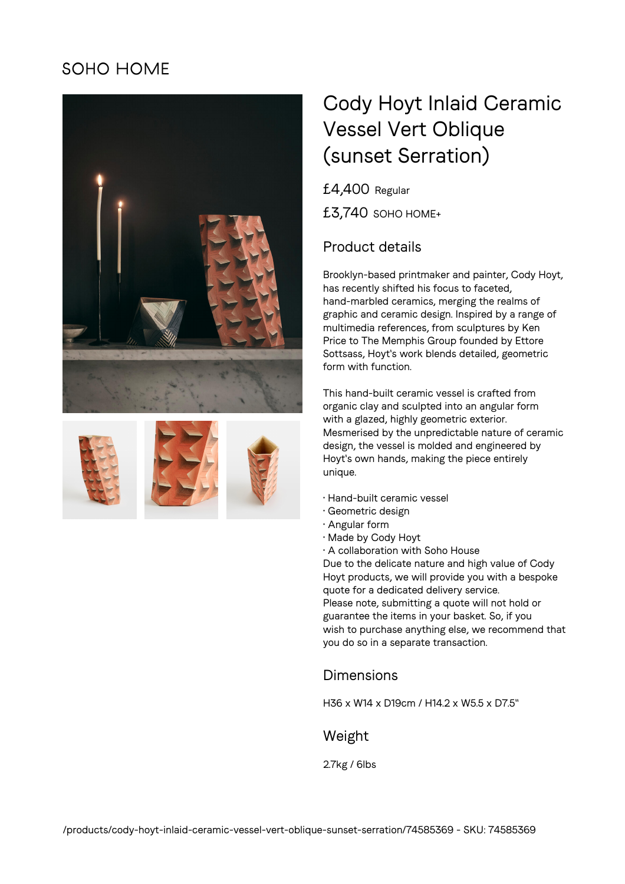SOHO HOME

# Cody Hoyt Inlaid Ceramic Vessel Vert Oblique (sunset Serration)

£4,400 Regular

£3,740 SOHO HOME+

## Product details

Brooklyn-based printmaker and painter, Cody Hoyt, has recently shifted his focus to faceted, hand-marbled ceramics, merging the realms of graphic and ceramic design. Inspired by a range of multimedia references, from sculptures by Ken Price to The Memphis Group founded by Ettore Sottsass, Hoyt's work blends detailed, geometric form with function.

This hand-built ceramic vessel is crafted from organic clay and sculpted into an angular form with a glazed, highly geometric exterior. Mesmerised by the unpredictable nature of ceramic design, the vessel is molded and engineered by Hoyt's own hands, making the piece entirely unique.

- Hand-built ceramic vessel
- Geometric design
- Angular form
- Made by Cody Hoyt
- A collaboration with Soho House

Due to the delicate nature and high value of Cody Hoyt products, we will provide you with a bespoke quote for a dedicated delivery service.
Please note, submitting a quote will not hold or guarantee the items in your basket. So, if you wish to purchase anything else, we recommend that you do so in a separate transaction.

## Dimensions

H36 x W14 x D19cm / H14.2 x W5.5 x D7.5"

## Weight

2.7kg / 6lbs

/products/cody-hoyt-inlaid-ceramic-vessel-vert-oblique-sunset-serration/74585369 - SKU: 74585369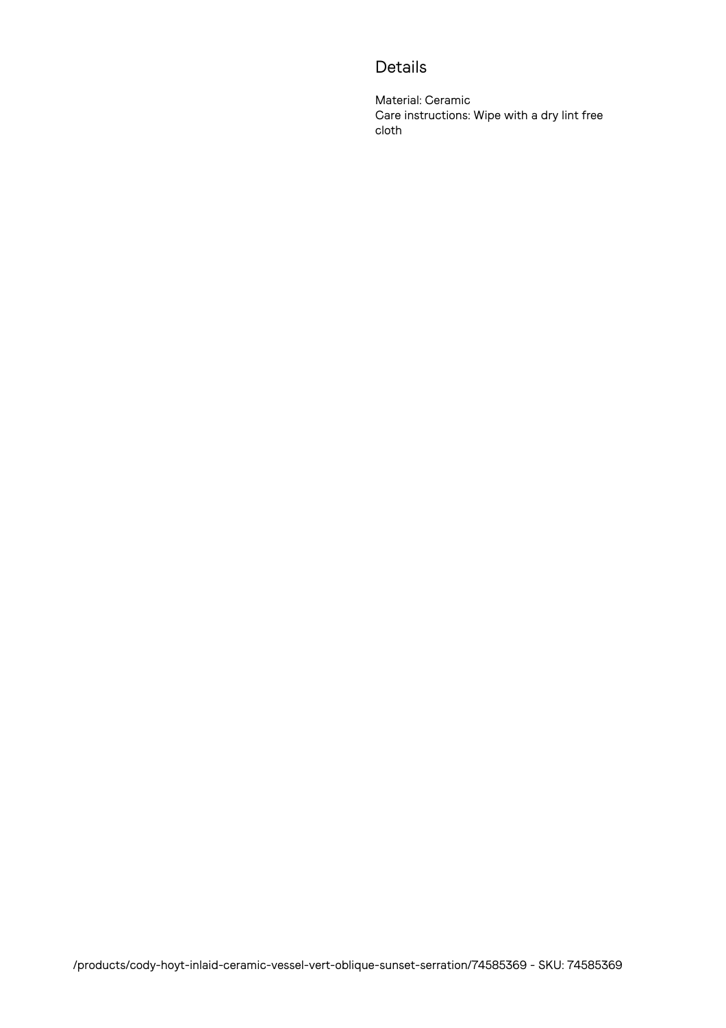## Details

Material: Ceramic
Care instructions: Wipe with a dry lint free cloth

/products/cody-hoyt-inlaid-ceramic-vessel-vert-oblique-sunset-serration/74585369 - SKU: 74585369